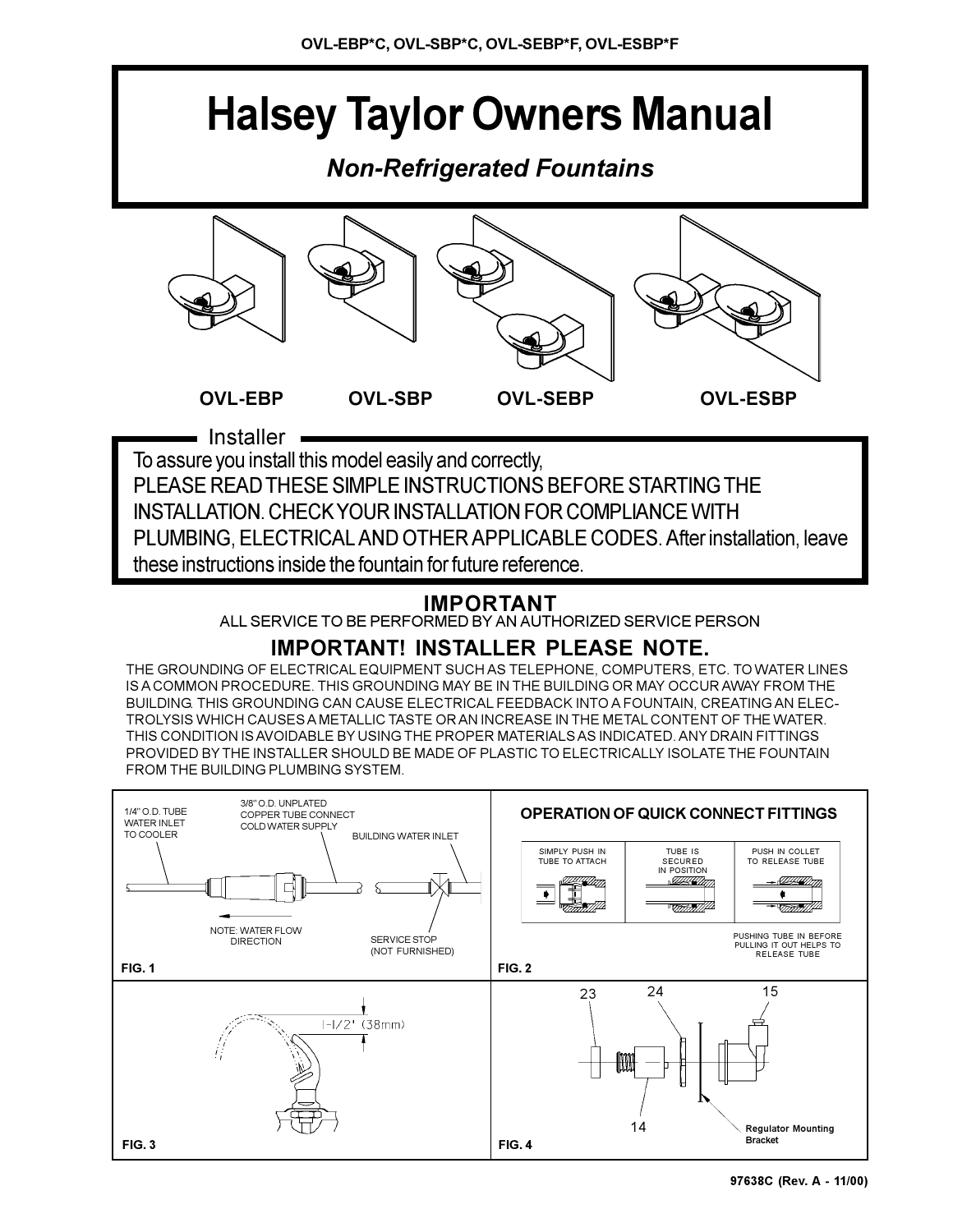OVL-EBP*C, OVL-SBP*C, OVL-SEBP*F, OVL-ESBP*F

# Halsey Taylor Owners Manual

*Non-Refrigerated Fountains*

OVL-EBP   OVL-SBP   OVL-SEBP   OVL-ESBP

## Installer

To assure you install this model easily and correctly,
PLEASE READ THESE SIMPLE INSTRUCTIONS BEFORE STARTING THE INSTALLATION. CHECK YOUR INSTALLATION FOR COMPLIANCE WITH PLUMBING, ELECTRICAL AND OTHER APPLICABLE CODES. After installation, leave these instructions inside the fountain for future reference.

## IMPORTANT

ALL SERVICE TO BE PERFORMED BY AN AUTHORIZED SERVICE PERSON

## IMPORTANT! INSTALLER PLEASE NOTE.

THE GROUNDING OF ELECTRICAL EQUIPMENT SUCH AS TELEPHONE, COMPUTERS, ETC. TO WATER LINES IS A COMMON PROCEDURE. THIS GROUNDING MAY BE IN THE BUILDING OR MAY OCCUR AWAY FROM THE BUILDING. THIS GROUNDING CAN CAUSE ELECTRICAL FEEDBACK INTO A FOUNTAIN, CREATING AN ELECTROLYSIS WHICH CAUSES A METALLIC TASTE OR AN INCREASE IN THE METAL CONTENT OF THE WATER. THIS CONDITION IS AVOIDABLE BY USING THE PROPER MATERIALS AS INDICATED. ANY DRAIN FITTINGS PROVIDED BY THE INSTALLER SHOULD BE MADE OF PLASTIC TO ELECTRICALLY ISOLATE THE FOUNTAIN FROM THE BUILDING PLUMBING SYSTEM.

1/4" O.D. TUBE WATER INLET TO COOLER

3/8" O.D. UNPLATED COPPER TUBE CONNECT COLD WATER SUPPLY

BUILDING WATER INLET

NOTE: WATER FLOW DIRECTION

SERVICE STOP (NOT FURNISHED)

FIG. 1

### OPERATION OF QUICK CONNECT FITTINGS

SIMPLY PUSH IN TUBE TO ATTACH

TUBE IS SECURED IN POSITION

PUSH IN COLLET TO RELEASE TUBE

PUSHING TUBE IN BEFORE PULLING IT OUT HELPS TO RELEASE TUBE

FIG. 2

1-1/2" (38mm)

FIG. 3

23  24  15  14

Regulator Mounting Bracket

FIG. 4

97638C (Rev. A - 11/00)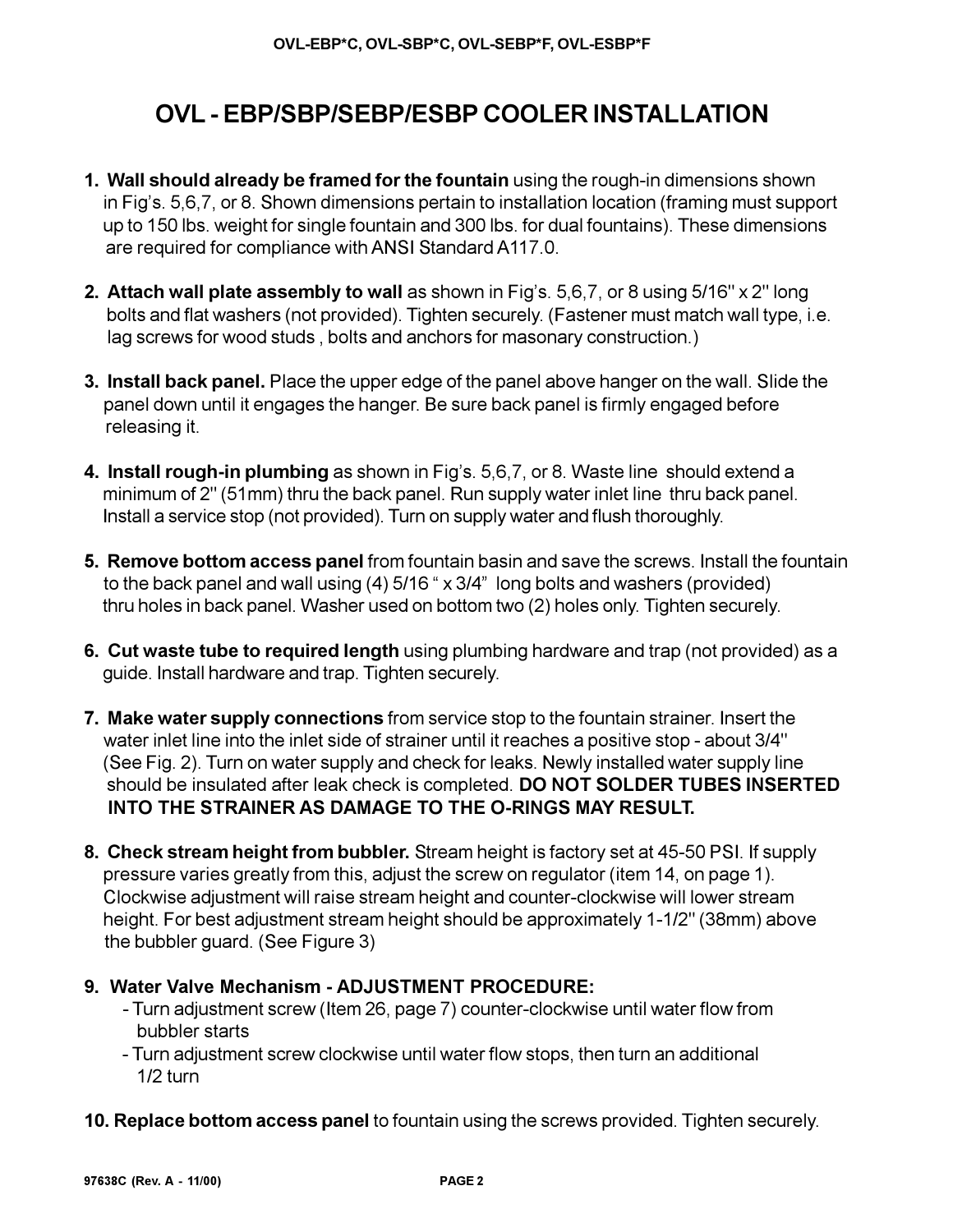# OVL - EBP/SBP/SEBP/ESBP COOLER INSTALLATION

1. **Wall should already be framed for the fountain** using the rough-in dimensions shown in Fig's. 5,6,7, or 8. Shown dimensions pertain to installation location (framing must support up to 150 lbs. weight for single fountain and 300 lbs. for dual fountains). These dimensions are required for compliance with ANSI Standard A117.0.

2. **Attach wall plate assembly to wall** as shown in Fig's. 5,6,7, or 8 using 5/16" x 2" long bolts and flat washers (not provided). Tighten securely. (Fastener must match wall type, i.e. lag screws for wood studs , bolts and anchors for masonary construction.)

3. **Install back panel.** Place the upper edge of the panel above hanger on the wall. Slide the panel down until it engages the hanger. Be sure back panel is firmly engaged before releasing it.

4. **Install rough-in plumbing** as shown in Fig's. 5,6,7, or 8. Waste line should extend a minimum of 2" (51mm) thru the back panel. Run supply water inlet line thru back panel. Install a service stop (not provided). Turn on supply water and flush thoroughly.

5. **Remove bottom access panel** from fountain basin and save the screws. Install the fountain to the back panel and wall using (4) 5/16 " x 3/4" long bolts and washers (provided) thru holes in back panel. Washer used on bottom two (2) holes only. Tighten securely.

6. **Cut waste tube to required length** using plumbing hardware and trap (not provided) as a guide. Install hardware and trap. Tighten securely.

7. **Make water supply connections** from service stop to the fountain strainer. Insert the water inlet line into the inlet side of strainer until it reaches a positive stop - about 3/4" (See Fig. 2). Turn on water supply and check for leaks. Newly installed water supply line should be insulated after leak check is completed. **DO NOT SOLDER TUBES INSERTED INTO THE STRAINER AS DAMAGE TO THE O-RINGS MAY RESULT.**

8. **Check stream height from bubbler.** Stream height is factory set at 45-50 PSI. If supply pressure varies greatly from this, adjust the screw on regulator (item 14, on page 1). Clockwise adjustment will raise stream height and counter-clockwise will lower stream height. For best adjustment stream height should be approximately 1-1/2" (38mm) above the bubbler guard. (See Figure 3)

9. **Water Valve Mechanism - ADJUSTMENT PROCEDURE:**
   - Turn adjustment screw (Item 26, page 7) counter-clockwise until water flow from bubbler starts
   - Turn adjustment screw clockwise until water flow stops, then turn an additional 1/2 turn

10. **Replace bottom access panel** to fountain using the screws provided. Tighten securely.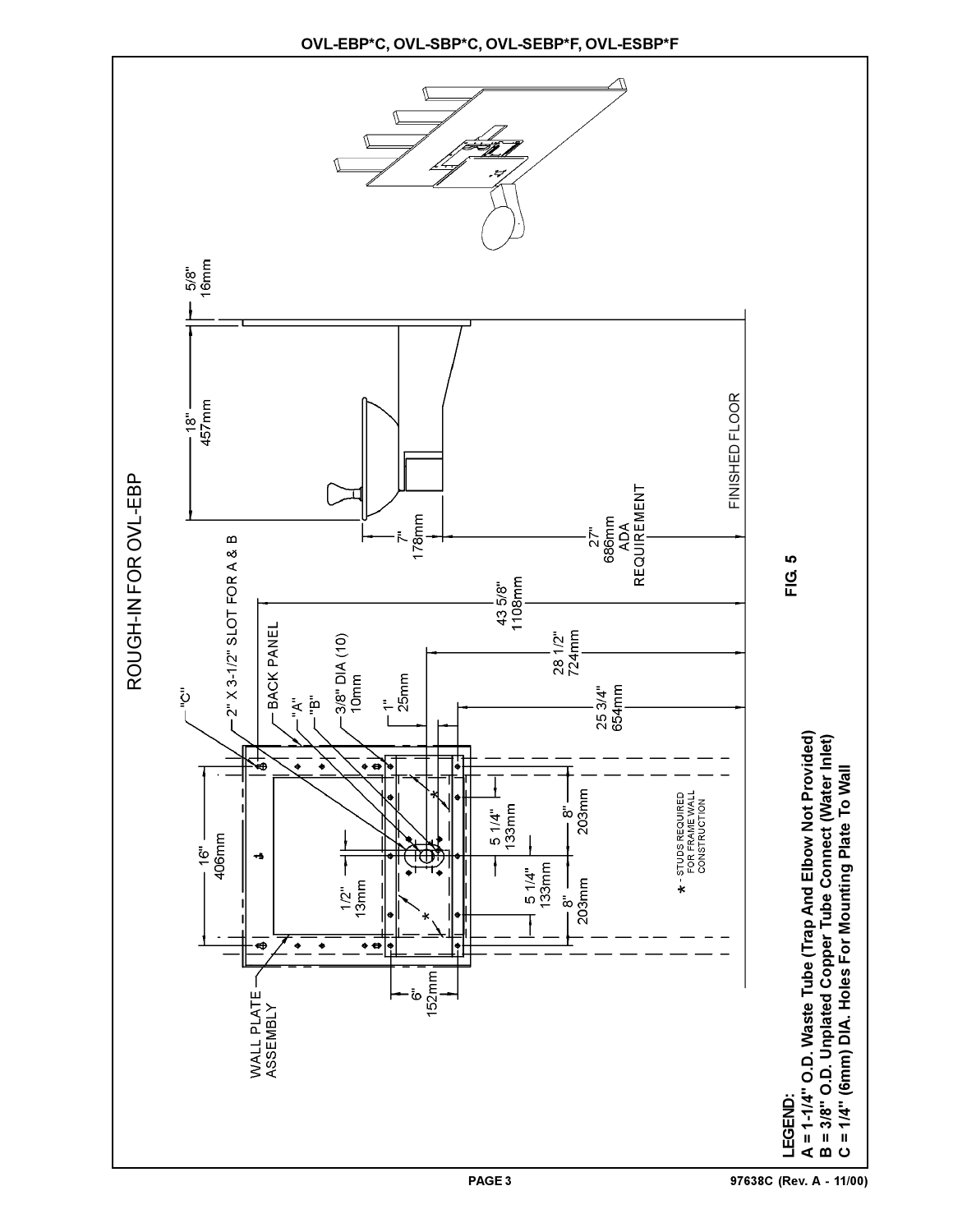# ROUGH-IN FOR OVL-EBP

"C"

2" X 3-1/2" SLOT FOR A & B

BACK PANEL

"A"

"B"

3/8" DIA (10) 10mm

1" 25mm

WALL PLATE ASSEMBLY

16" 406mm

1/2" 13mm

5 1/4" 133mm

5 1/4" 133mm

8" 203mm

8" 203mm

6" 152mm

43 5/8" 1108mm

28 1/2" 724mm

25 3/4" 654mm

* - STUDS REQUIRED FOR FRAME WALL CONSTRUCTION

18" 457mm

5/8" 16mm

7" 178mm

27" 686mm ADA REQUIREMENT

FINISHED FLOOR

FIG. 5

**LEGEND:**
**A = 1-1/4" O.D. Waste Tube (Trap And Elbow Not Provided)**
**B = 3/8" O.D. Unplated Copper Tube Connect (Water Inlet)**
**C = 1/4" (6mm) DIA. Holes For Mounting Plate To Wall**

97638C (Rev. A - 11/00)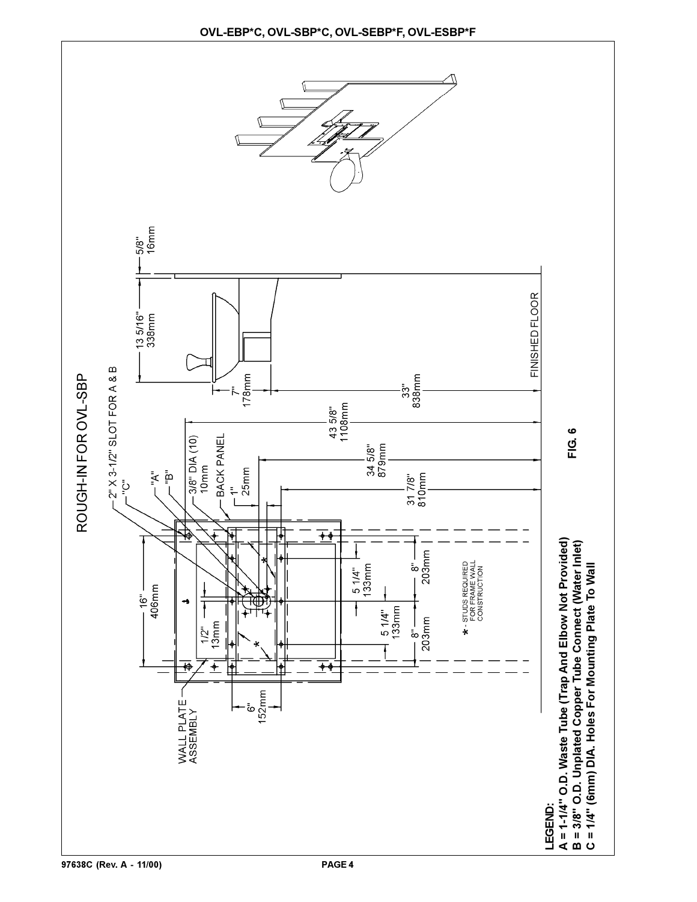# ROUGH-IN FOR OVL-SBP

2" X 3-1/2" SLOT FOR A & B

"C"

"A"

"B"

3/8" DIA (10) 10mm

BACK PANEL

1" 25mm

WALL PLATE ASSEMBLY

16" 406mm

1/2" 13mm

6" 152mm

5 1/4" 133mm

5 1/4" 133mm

8" 203mm

8" 203mm

31 7/8" 810mm

34 5/8" 879mm

43 5/8" 1108mm

7" 178mm

33" 838mm

13 5/16" 338mm

5/8" 16mm

FINISHED FLOOR

* - STUDS REQUIRED FOR FRAME WALL CONSTRUCTION

FIG. 6

**LEGEND:**

**A = 1-1/4" O.D. Waste Tube (Trap And Elbow Not Provided)**

**B = 3/8" O.D. Unplated Copper Tube Connect (Water Inlet)**

**C = 1/4" (6mm) DIA. Holes For Mounting Plate To Wall**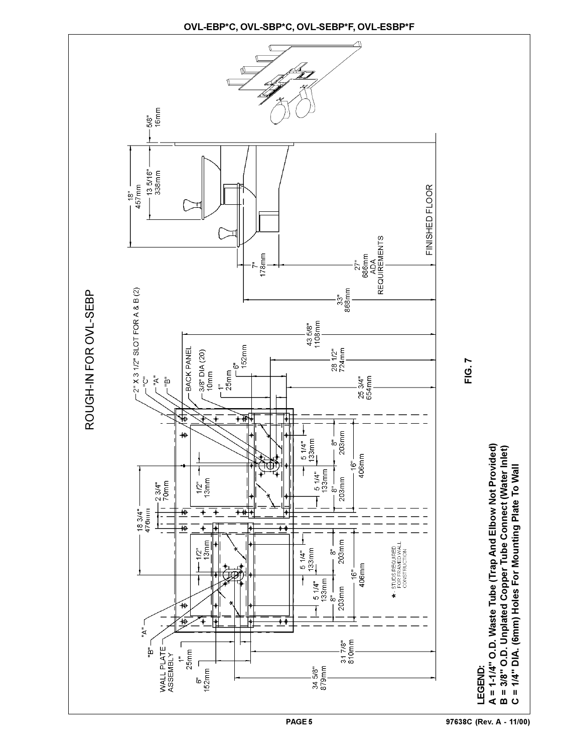## ROUGH-IN FOR OVL-SEBP

"C"

"A"

"B"

2" X 3 1/2" SLOT FOR A & B (2)

BACK PANEL

3/8" DIA (20) 10mm

1" 25mm

6" 152mm

43 5/8" 1108mm

28 1/2" 724mm

25 3/4" 654mm

18 3/4" 476mm

2 3/4" 70mm

1/2" 13mm

5 1/4" 133mm

8" 203mm

16" 406mm

"A"

"B"

WALL PLATE ASSEMBLY

1" 25mm

6" 152mm

31 7/8" 810mm

34 5/8" 879mm

* - STUDS REQUIRED FOR FRAMED WALL CONSTRUCTION

18" 457mm

13 5/16" 338mm

5/8" 16mm

7" 178mm

27" 686mm ADA REQUIREMENTS

33" 868mm

FINISHED FLOOR

FIG. 7

**LEGEND:**
**A = 1-1/4" O.D. Waste Tube (Trap And Elbow Not Provided)**
**B = 3/8" O.D. Unplated Copper Tube Connect (Water Inlet)**
**C = 1/4" DIA. (6mm) Holes For Mounting Plate To Wall**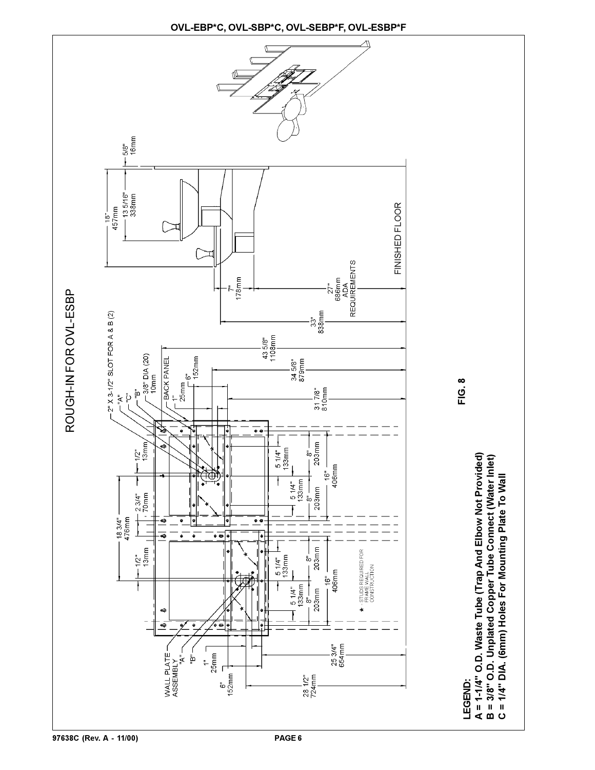# ROUGH-IN FOR OVL-ESBP

2" X 3-1/2" SLOT FOR A & B (2)

"A"

"C"

"B"

3/8" DIA (20) 10mm

BACK PANEL

6" 152mm

1" 25mm

1/2" 13mm

2 3/4" 70mm

18 3/4" 476mm

1/2" 13mm

43 5/8" 1108mm

34 5/8" 879mm

31 7/8" 810mm

5 1/4" 133mm

5 1/4" 133mm

8" 203mm

8" 203mm

16" 406mm

5 1/4" 133mm

5 1/4" 133mm

8" 203mm

8" 203mm

16" 406mm

\* STUDS REQUIRED FOR FRAME WALL CONSTRUCTION

WALL PLATE ASSEMBLY

"A"

"B"

1" 25mm

6" 152mm

25 3/4" 654mm

28 1/2" 724mm

18" 457mm

13 5/16" 338mm

5/8" 16mm

7" 178mm

27" 686mm ADA REQUIREMENTS

33" 838mm

FINISHED FLOOR

FIG. 8

**LEGEND:**

**A = 1-1/4" O.D. Waste Tube (Trap And Elbow Not Provided)**

**B = 3/8" O.D. Unplated Copper Tube Connect (Water Inlet)**

**C = 1/4" DIA. (6mm) Holes For Mounting Plate To Wall**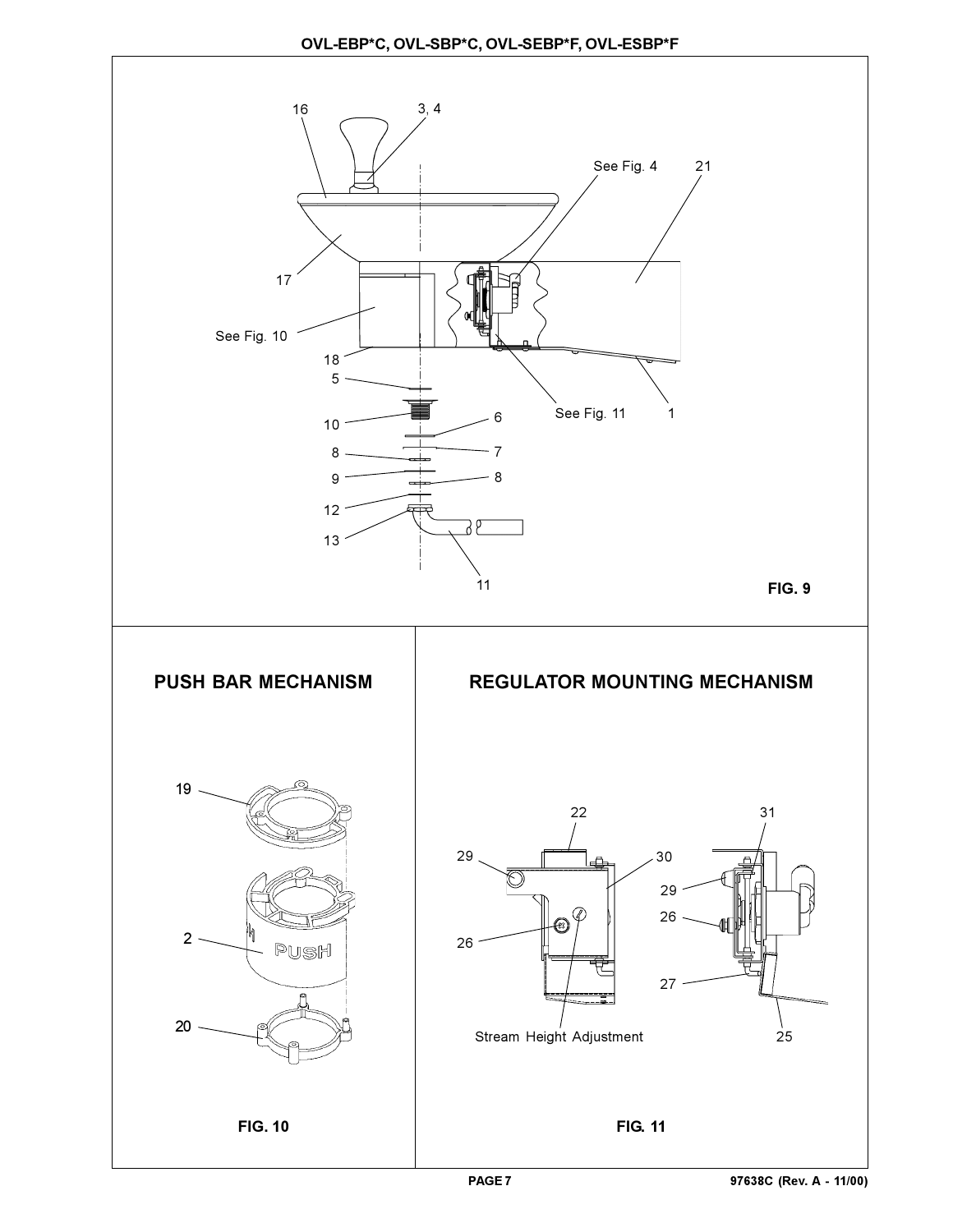FIG. 9

## PUSH BAR MECHANISM

FIG. 10

## REGULATOR MOUNTING MECHANISM

Stream Height Adjustment

FIG. 11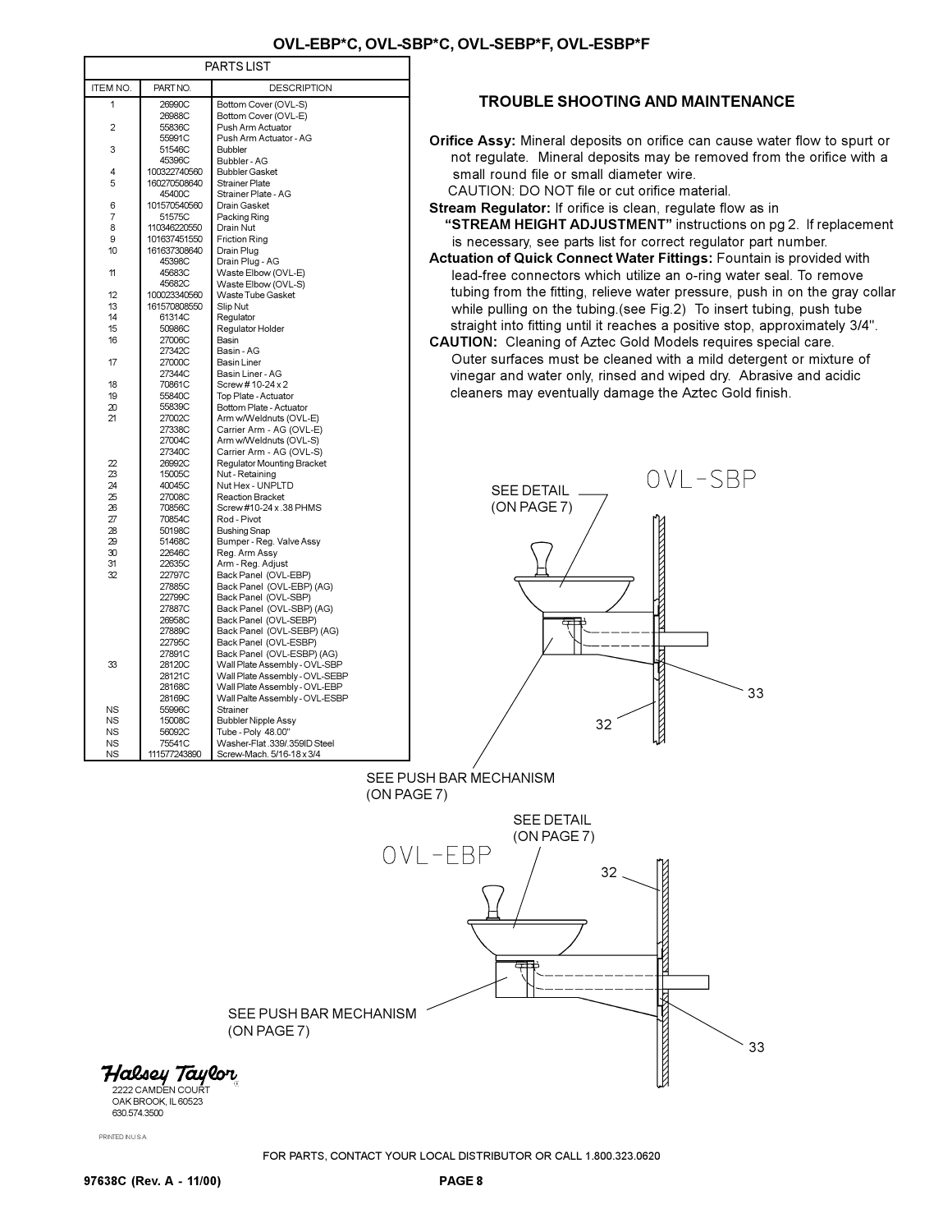## OVL-EBP*C, OVL-SBP*C, OVL-SEBP*F, OVL-ESBP*F

| PARTS LIST | | |
|---|---|---|
| ITEM NO. | PART NO. | DESCRIPTION |
| 1 | 26990C | Bottom Cover (OVL-S) |
| | 26988C | Bottom Cover (OVL-E) |
| 2 | 55836C | Push Arm Actuator |
| | 55991C | Push Arm Actuator - AG |
| 3 | 51546C | Bubbler |
| | 45396C | Bubbler - AG |
| 4 | 100322740560 | Bubbler Gasket |
| 5 | 160270508640 | Strainer Plate |
| | 45400C | Strainer Plate - AG |
| 6 | 101570540560 | Drain Gasket |
| 7 | 51575C | Packing Ring |
| 8 | 110346220550 | Drain Nut |
| 9 | 101637451550 | Friction Ring |
| 10 | 161637308640 | Drain Plug |
| | 45398C | Drain Plug - AG |
| 11 | 45683C | Waste Elbow (OVL-E) |
| | 45682C | Waste Elbow (OVL-S) |
| 12 | 100023340560 | Waste Tube Gasket |
| 13 | 161570808550 | Slip Nut |
| 14 | 61314C | Regulator |
| 15 | 50986C | Regulator Holder |
| 16 | 27006C | Basin |
| | 27342C | Basin - AG |
| 17 | 27000C | Basin Liner |
| | 27344C | Basin Liner - AG |
| 18 | 70861C | Screw # 10-24 x 2 |
| 19 | 55840C | Top Plate - Actuator |
| 20 | 55839C | Bottom Plate - Actuator |
| 21 | 27002C | Arm w/Weldnuts (OVL-E) |
| | 27338C | Carrier Arm - AG (OVL-E) |
| | 27004C | Arm w/Weldnuts (OVL-S) |
| | 27340C | Carrier Arm - AG (OVL-S) |
| 22 | 26992C | Regulator Mounting Bracket |
| 23 | 15005C | Nut - Retaining |
| 24 | 40045C | Nut Hex - UNPLTD |
| 25 | 27008C | Reaction Bracket |
| 26 | 70856C | Screw #10-24 x .38 PHMS |
| 27 | 70854C | Rod - Pivot |
| 28 | 50198C | Bushing Snap |
| 29 | 51468C | Bumper - Reg. Valve Assy |
| 30 | 22646C | Reg. Arm Assy |
| 31 | 22635C | Arm - Reg. Adjust |
| 32 | 22797C | Back Panel (OVL-EBP) |
| | 27885C | Back Panel (OVL-EBP) (AG) |
| | 22799C | Back Panel (OVL-SBP) |
| | 27887C | Back Panel (OVL-SBP) (AG) |
| | 26958C | Back Panel (OVL-SEBP) |
| | 27889C | Back Panel (OVL-SEBP) (AG) |
| | 22795C | Back Panel (OVL-ESBP) |
| | 27891C | Back Panel (OVL-ESBP) (AG) |
| 33 | 28120C | Wall Plate Assembly - OVL-SBP |
| | 28121C | Wall Plate Assembly - OVL-SEBP |
| | 28168C | Wall Plate Assembly - OVL-EBP |
| | 28169C | Wall Palte Assembly - OVL-ESBP |
| NS | 55996C | Strainer |
| NS | 15008C | Bubbler Nipple Assy |
| NS | 56092C | Tube - Poly 48.00" |
| NS | 75541C | Washer-Flat .339/.359ID Steel |
| NS | 111577243890 | Screw-Mach. 5/16-18 x 3/4 |

### TROUBLE SHOOTING AND MAINTENANCE

**Orifice Assy:** Mineral deposits on orifice can cause water flow to spurt or not regulate. Mineral deposits may be removed from the orifice with a small round file or small diameter wire.
CAUTION: DO NOT file or cut orifice material.

**Stream Regulator:** If orifice is clean, regulate flow as in **"STREAM HEIGHT ADJUSTMENT"** instructions on pg 2. If replacement is necessary, see parts list for correct regulator part number.

**Actuation of Quick Connect Water Fittings:** Fountain is provided with lead-free connectors which utilize an o-ring water seal. To remove tubing from the fitting, relieve water pressure, push in on the gray collar while pulling on the tubing.(see Fig.2) To insert tubing, push tube straight into fitting until it reaches a positive stop, approximately 3/4".

**CAUTION:** Cleaning of Aztec Gold Models requires special care. Outer surfaces must be cleaned with a mild detergent or mixture of vinegar and water only, rinsed and wiped dry. Abrasive and acidic cleaners may eventually damage the Aztec Gold finish.

OVL-SBP
SEE DETAIL (ON PAGE 7)
SEE PUSH BAR MECHANISM (ON PAGE 7)
32
33

OVL-EBP
SEE DETAIL (ON PAGE 7)
SEE PUSH BAR MECHANISM (ON PAGE 7)
32
33

Halsey Taylor
2222 CAMDEN COURT
OAK BROOK, IL 60523
630.574.3500

PRINTED IN U.S.A.

FOR PARTS, CONTACT YOUR LOCAL DISTRIBUTOR OR CALL 1.800.323.0620

97638C (Rev. A - 11/00)